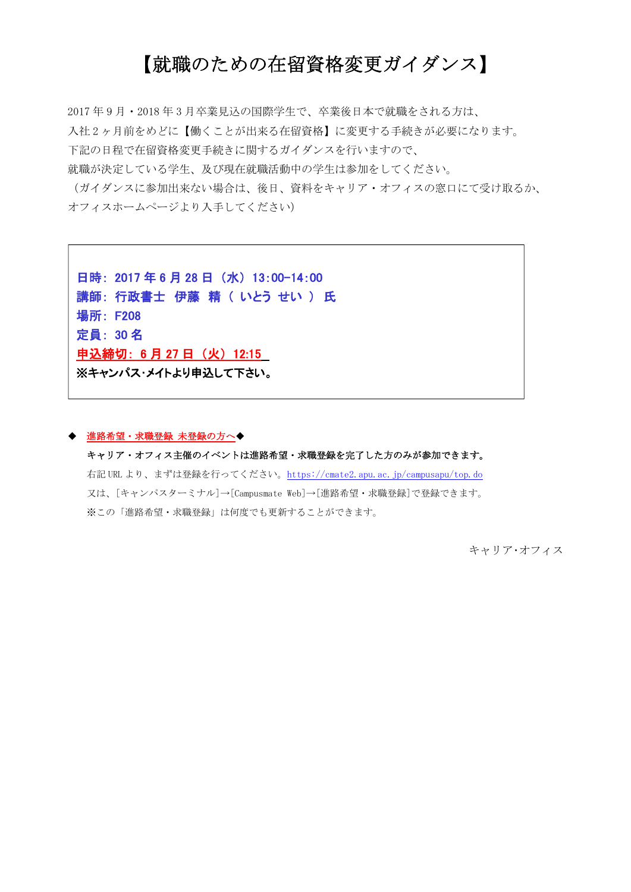# 【就職のための在留資格変更ガイダンス】

2017 年 9 月・2018 年 3 月卒業見込の国際学生で、卒業後日本で就職をされる方は、
入社 2 ヶ月前をめどに【働くことが出来る在留資格】に変更する手続きが必要になります。
下記の日程で在留資格変更手続きに関するガイダンスを行いますので、
就職が決定している学生、及び現在就職活動中の学生は参加をしてください。
（ガイダンスに参加出来ない場合は、後日、資料をキャリア・オフィスの窓口にて受け取るか、
オフィスホームページより入手してください）

**日時：2017 年 6 月 28 日（水）13:00-14:00**
**講師：行政書士　伊藤　精（ いとう せい ）氏**
**場所：F208**
**定員：30 名**
**申込締切：6 月 27 日（火）12:15**
**※キャンパス･メイトより申込して下さい。**

◆ 進路希望・求職登録 未登録の方へ◆

**キャリア・オフィス主催のイベントは進路希望・求職登録を完了した方のみが参加できます。**

右記 URL より、まずは登録を行ってください。https://cmate2.apu.ac.jp/campusapu/top.do
又は、[キャンパスターミナル]→[Campusmate Web]→[進路希望・求職登録]で登録できます。
※この「進路希望・求職登録」は何度でも更新することができます。

キャリア･オフィス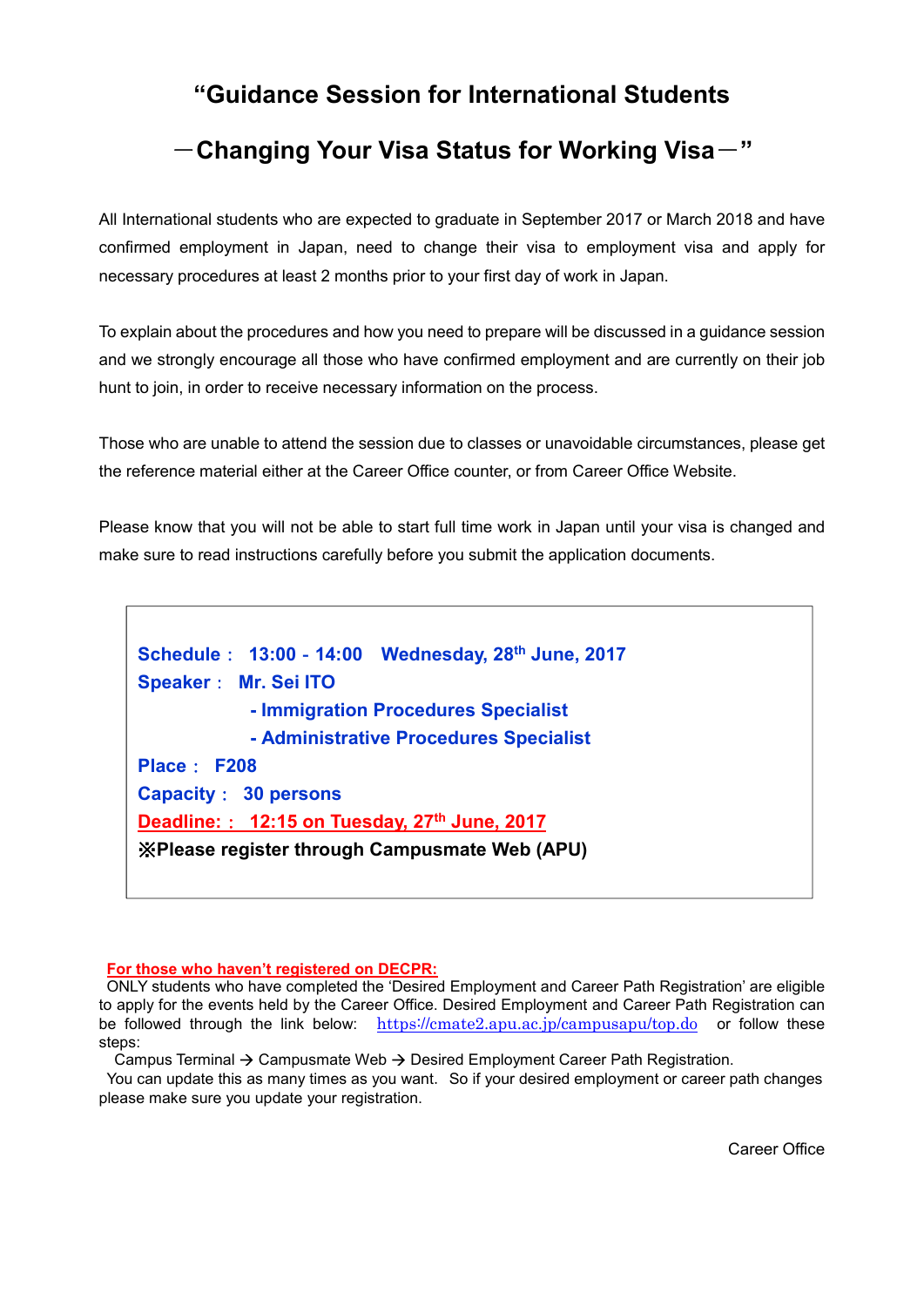# "Guidance Session for International Students

# －Changing Your Visa Status for Working Visa－"

All International students who are expected to graduate in September 2017 or March 2018 and have confirmed employment in Japan, need to change their visa to employment visa and apply for necessary procedures at least 2 months prior to your first day of work in Japan.

To explain about the procedures and how you need to prepare will be discussed in a guidance session and we strongly encourage all those who have confirmed employment and are currently on their job hunt to join, in order to receive necessary information on the process.

Those who are unable to attend the session due to classes or unavoidable circumstances, please get the reference material either at the Career Office counter, or from Career Office Website.

Please know that you will not be able to start full time work in Japan until your visa is changed and make sure to read instructions carefully before you submit the application documents.

**Schedule： 13:00 - 14:00 Wednesday, 28th June, 2017**
**Speaker： Mr. Sei ITO**
**- Immigration Procedures Specialist**
**- Administrative Procedures Specialist**
**Place： F208**
**Capacity： 30 persons**
**Deadline:： 12:15 on Tuesday, 27th June, 2017**
**※Please register through Campusmate Web (APU)**

**For those who haven't registered on DECPR:**
ONLY students who have completed the 'Desired Employment and Career Path Registration' are eligible to apply for the events held by the Career Office. Desired Employment and Career Path Registration can be followed through the link below: https://cmate2.apu.ac.jp/campusapu/top.do or follow these steps:
Campus Terminal → Campusmate Web → Desired Employment Career Path Registration.
You can update this as many times as you want. So if your desired employment or career path changes please make sure you update your registration.

Career Office